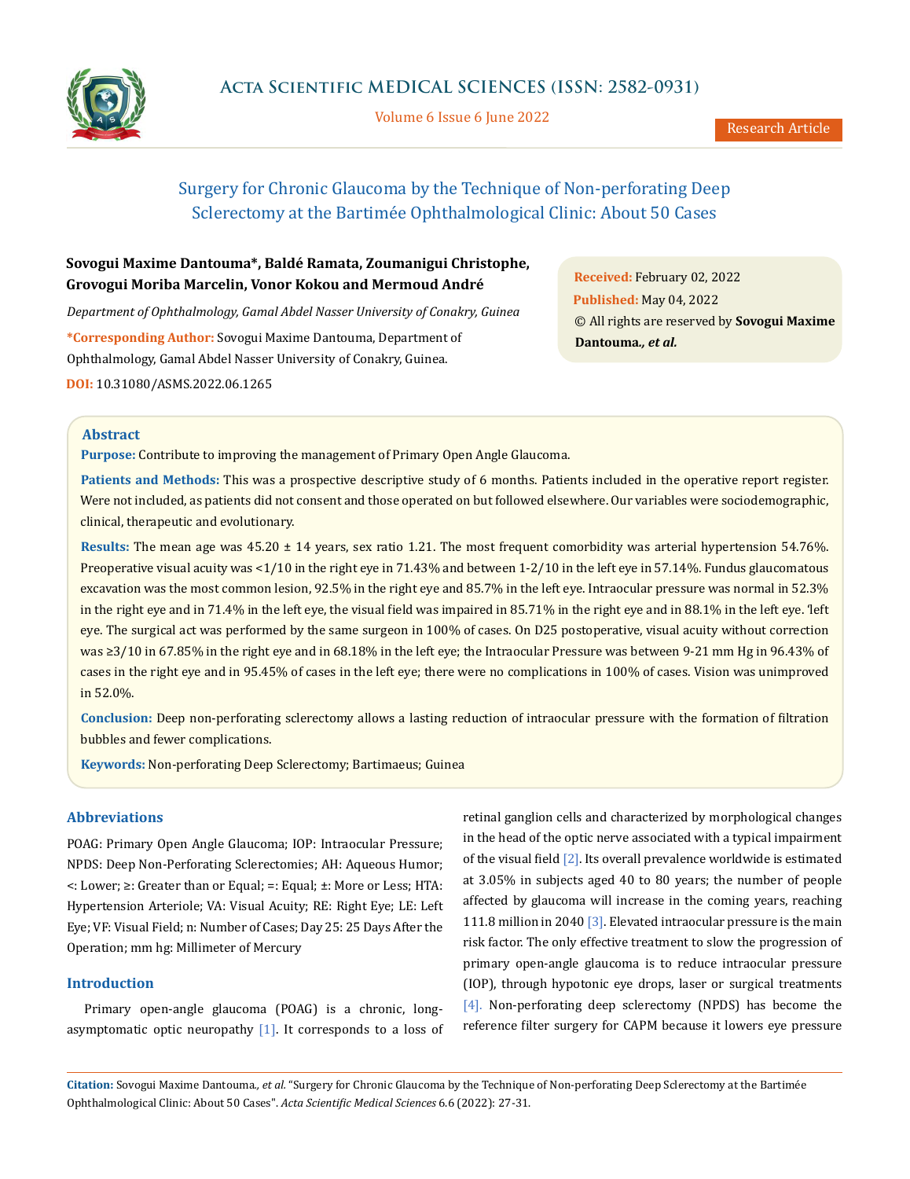# Surgery for Chronic Glaucoma by the Technique of Non-perforating Deep Sclerectomy at the Bartimée Ophthalmological Clinic: About 50 Cases

**Sovogui Maxime Dantouma\*, Baldé Ramata, Zoumanigui Christophe, Grovogui Moriba Marcelin, Vonor Kokou and Mermoud André**

*Department of Ophthalmology, Gamal Abdel Nasser University of Conakry, Guinea*

**\*Corresponding Author:** Sovogui Maxime Dantouma, Department of Ophthalmology, Gamal Abdel Nasser University of Conakry, Guinea.

**DOI:** 10.31080/ASMS.2022.06.1265

**Received:** February 02, 2022
**Published:** May 04, 2022
© All rights are reserved by **Sovogui Maxime Dantouma*., et al.***

## Abstract

**Purpose:** Contribute to improving the management of Primary Open Angle Glaucoma.

**Patients and Methods:** This was a prospective descriptive study of 6 months. Patients included in the operative report register. Were not included, as patients did not consent and those operated on but followed elsewhere. Our variables were sociodemographic, clinical, therapeutic and evolutionary.

**Results:** The mean age was 45.20 ± 14 years, sex ratio 1.21. The most frequent comorbidity was arterial hypertension 54.76%. Preoperative visual acuity was <1/10 in the right eye in 71.43% and between 1-2/10 in the left eye in 57.14%. Fundus glaucomatous excavation was the most common lesion, 92.5% in the right eye and 85.7% in the left eye. Intraocular pressure was normal in 52.3% in the right eye and in 71.4% in the left eye, the visual field was impaired in 85.71% in the right eye and in 88.1% in the left eye. 'left eye. The surgical act was performed by the same surgeon in 100% of cases. On D25 postoperative, visual acuity without correction was ≥3/10 in 67.85% in the right eye and in 68.18% in the left eye; the Intraocular Pressure was between 9-21 mm Hg in 96.43% of cases in the right eye and in 95.45% of cases in the left eye; there were no complications in 100% of cases. Vision was unimproved in 52.0%.

**Conclusion:** Deep non-perforating sclerectomy allows a lasting reduction of intraocular pressure with the formation of filtration bubbles and fewer complications.

**Keywords:** Non-perforating Deep Sclerectomy; Bartimaeus; Guinea

## Abbreviations

POAG: Primary Open Angle Glaucoma; IOP: Intraocular Pressure; NPDS: Deep Non-Perforating Sclerectomies; AH: Aqueous Humor; <: Lower; ≥: Greater than or Equal; =: Equal; ±: More or Less; HTA: Hypertension Arteriole; VA: Visual Acuity; RE: Right Eye; LE: Left Eye; VF: Visual Field; n: Number of Cases; Day 25: 25 Days After the Operation; mm hg: Millimeter of Mercury

## Introduction

Primary open-angle glaucoma (POAG) is a chronic, long-asymptomatic optic neuropathy [1]. It corresponds to a loss of retinal ganglion cells and characterized by morphological changes in the head of the optic nerve associated with a typical impairment of the visual field [2]. Its overall prevalence worldwide is estimated at 3.05% in subjects aged 40 to 80 years; the number of people affected by glaucoma will increase in the coming years, reaching 111.8 million in 2040 [3]. Elevated intraocular pressure is the main risk factor. The only effective treatment to slow the progression of primary open-angle glaucoma is to reduce intraocular pressure (IOP), through hypotonic eye drops, laser or surgical treatments [4]. Non-perforating deep sclerectomy (NPDS) has become the reference filter surgery for CAPM because it lowers eye pressure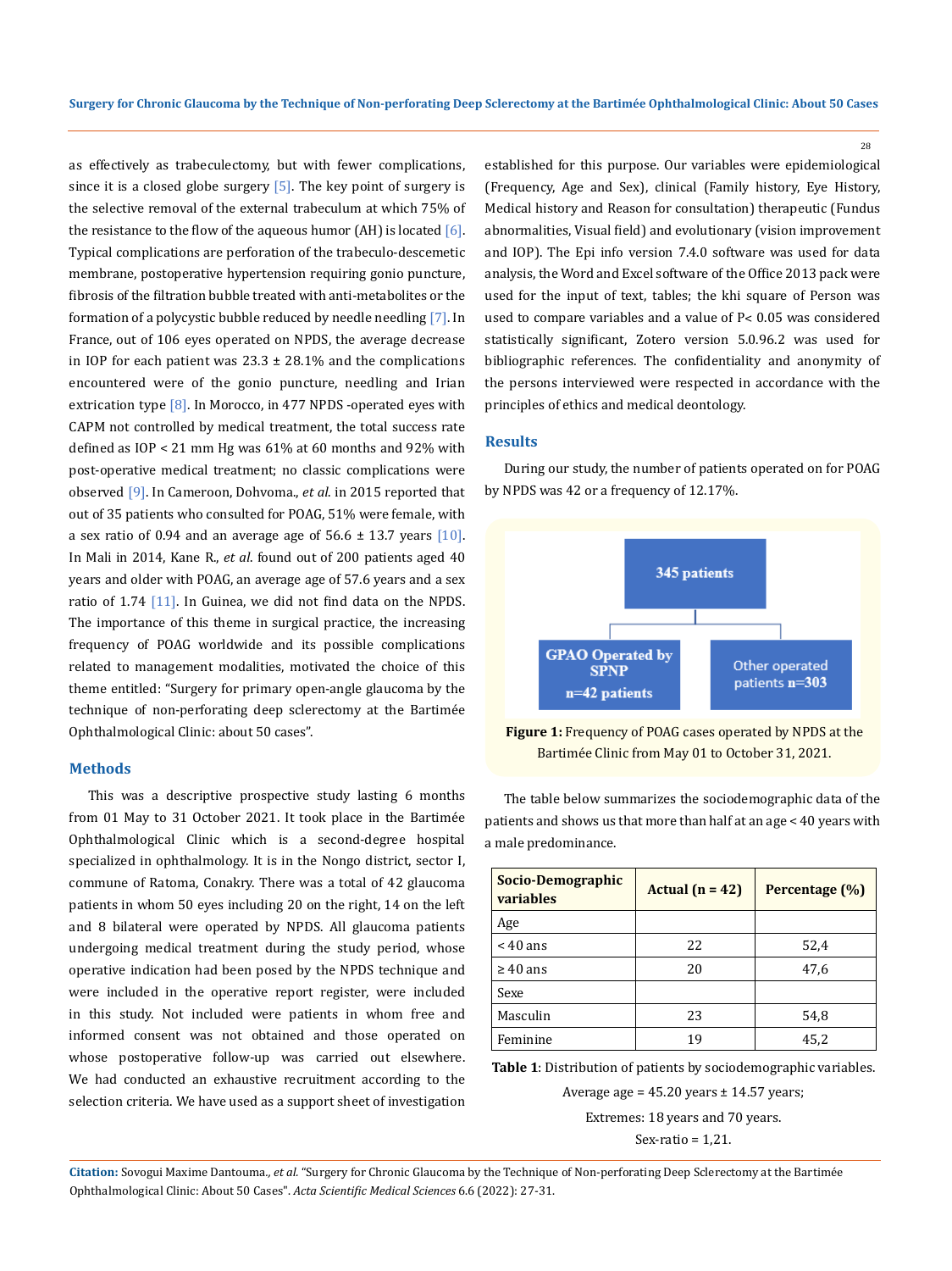as effectively as trabeculectomy, but with fewer complications, since it is a closed globe surgery [5]. The key point of surgery is the selective removal of the external trabeculum at which 75% of the resistance to the flow of the aqueous humor (AH) is located [6]. Typical complications are perforation of the trabeculo-descemetic membrane, postoperative hypertension requiring gonio puncture, fibrosis of the filtration bubble treated with anti-metabolites or the formation of a polycystic bubble reduced by needle needling [7]. In France, out of 106 eyes operated on NPDS, the average decrease in IOP for each patient was 23.3 ± 28.1% and the complications encountered were of the gonio puncture, needling and Irian extrication type [8]. In Morocco, in 477 NPDS -operated eyes with CAPM not controlled by medical treatment, the total success rate defined as IOP < 21 mm Hg was 61% at 60 months and 92% with post-operative medical treatment; no classic complications were observed [9]. In Cameroon, Dohvoma., *et al.* in 2015 reported that out of 35 patients who consulted for POAG, 51% were female, with a sex ratio of 0.94 and an average age of 56.6 ± 13.7 years [10]. In Mali in 2014, Kane R., *et al.* found out of 200 patients aged 40 years and older with POAG, an average age of 57.6 years and a sex ratio of 1.74 [11]. In Guinea, we did not find data on the NPDS. The importance of this theme in surgical practice, the increasing frequency of POAG worldwide and its possible complications related to management modalities, motivated the choice of this theme entitled: "Surgery for primary open-angle glaucoma by the technique of non-perforating deep sclerectomy at the Bartimée Ophthalmological Clinic: about 50 cases".

## Methods

This was a descriptive prospective study lasting 6 months from 01 May to 31 October 2021. It took place in the Bartimée Ophthalmological Clinic which is a second-degree hospital specialized in ophthalmology. It is in the Nongo district, sector I, commune of Ratoma, Conakry. There was a total of 42 glaucoma patients in whom 50 eyes including 20 on the right, 14 on the left and 8 bilateral were operated by NPDS. All glaucoma patients undergoing medical treatment during the study period, whose operative indication had been posed by the NPDS technique and were included in the operative report register, were included in this study. Not included were patients in whom free and informed consent was not obtained and those operated on whose postoperative follow-up was carried out elsewhere. We had conducted an exhaustive recruitment according to the selection criteria. We have used as a support sheet of investigation established for this purpose. Our variables were epidemiological (Frequency, Age and Sex), clinical (Family history, Eye History, Medical history and Reason for consultation) therapeutic (Fundus abnormalities, Visual field) and evolutionary (vision improvement and IOP). The Epi info version 7.4.0 software was used for data analysis, the Word and Excel software of the Office 2013 pack were used for the input of text, tables; the khi square of Person was used to compare variables and a value of P< 0.05 was considered statistically significant, Zotero version 5.0.96.2 was used for bibliographic references. The confidentiality and anonymity of the persons interviewed were respected in accordance with the principles of ethics and medical deontology.

## Results

During our study, the number of patients operated on for POAG by NPDS was 42 or a frequency of 12.17%.

345 patients

GPAO Operated by SPNP n=42 patients | Other operated patients n=303

**Figure 1:** Frequency of POAG cases operated by NPDS at the Bartimée Clinic from May 01 to October 31, 2021.

The table below summarizes the sociodemographic data of the patients and shows us that more than half at an age < 40 years with a male predominance.

| Socio-Demographic variables | Actual (n = 42) | Percentage (%) |
|---|---|---|
| Age | | |
| < 40 ans | 22 | 52,4 |
| ≥ 40 ans | 20 | 47,6 |
| Sexe | | |
| Masculin | 23 | 54,8 |
| Feminine | 19 | 45,2 |

**Table 1**: Distribution of patients by sociodemographic variables.

Average age = 45.20 years ± 14.57 years;

Extremes: 18 years and 70 years.

Sex-ratio = 1,21.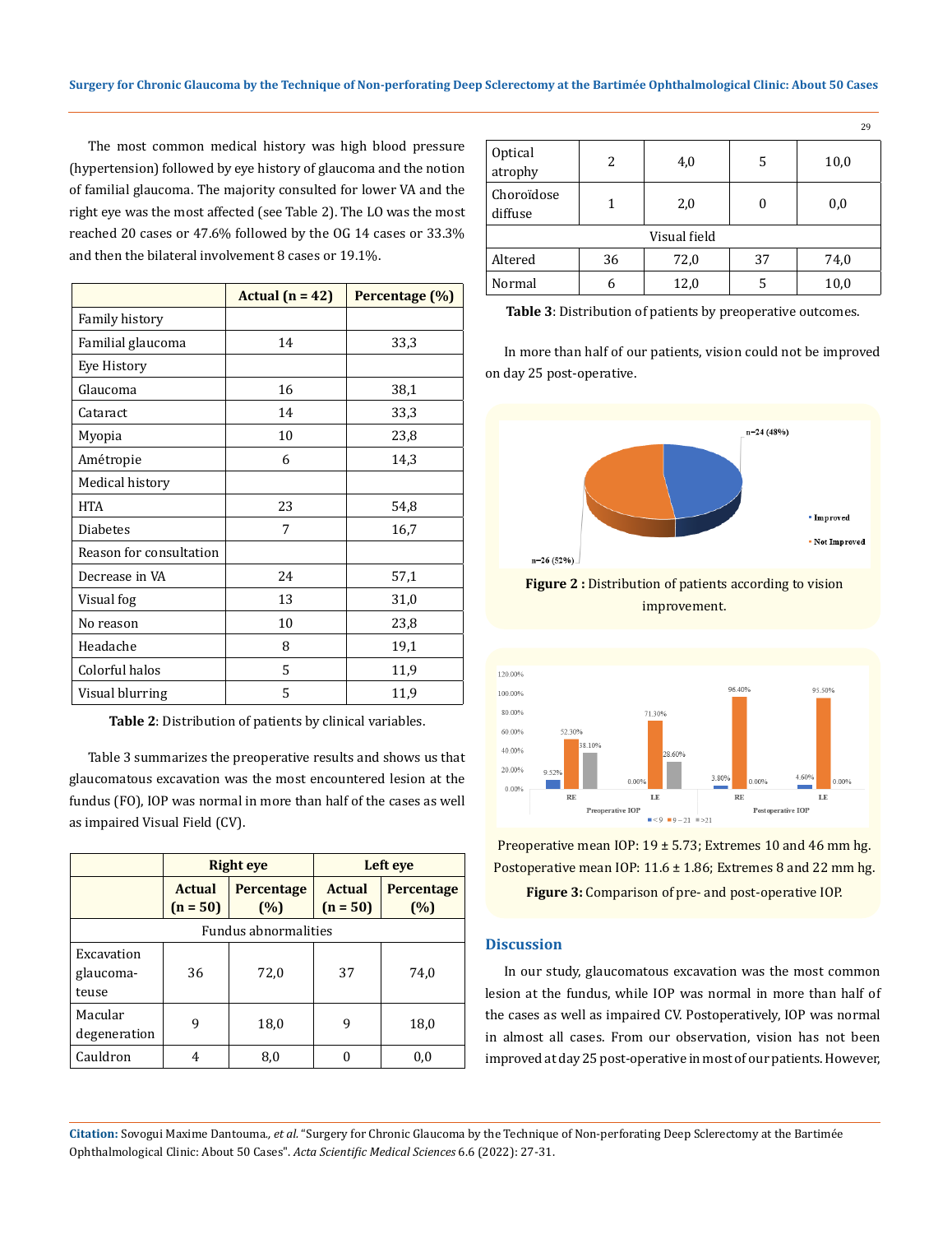The most common medical history was high blood pressure (hypertension) followed by eye history of glaucoma and the notion of familial glaucoma. The majority consulted for lower VA and the right eye was the most affected (see Table 2). The LO was the most reached 20 cases or 47.6% followed by the OG 14 cases or 33.3% and then the bilateral involvement 8 cases or 19.1%.

| | Actual (n = 42) | Percentage (%) |
|---|---|---|
| Family history | | |
| Familial glaucoma | 14 | 33,3 |
| Eye History | | |
| Glaucoma | 16 | 38,1 |
| Cataract | 14 | 33,3 |
| Myopia | 10 | 23,8 |
| Amétropie | 6 | 14,3 |
| Medical history | | |
| HTA | 23 | 54,8 |
| Diabetes | 7 | 16,7 |
| Reason for consultation | | |
| Decrease in VA | 24 | 57,1 |
| Visual fog | 13 | 31,0 |
| No reason | 10 | 23,8 |
| Headache | 8 | 19,1 |
| Colorful halos | 5 | 11,9 |
| Visual blurring | 5 | 11,9 |

**Table 2**: Distribution of patients by clinical variables.

Table 3 summarizes the preoperative results and shows us that glaucomatous excavation was the most encountered lesion at the fundus (FO), IOP was normal in more than half of the cases as well as impaired Visual Field (CV).

| | Right eye | | Left eye | |
|---|---|---|---|---|
| | Actual (n = 50) | Percentage (%) | Actual (n = 50) | Percentage (%) |
| Fundus abnormalities | | | | |
| Excavation glaucomateuse | 36 | 72,0 | 37 | 74,0 |
| Macular degeneration | 9 | 18,0 | 9 | 18,0 |
| Cauldron | 4 | 8,0 | 0 | 0,0 |
| Optical atrophy | 2 | 4,0 | 5 | 10,0 |
| Choroïdose diffuse | 1 | 2,0 | 0 | 0,0 |
| Visual field | | | | |
| Altered | 36 | 72,0 | 37 | 74,0 |
| Normal | 6 | 12,0 | 5 | 10,0 |

**Table 3**: Distribution of patients by preoperative outcomes.

In more than half of our patients, vision could not be improved on day 25 post-operative.

**Figure 2 :** Distribution of patients according to vision improvement.

Preoperative mean IOP: 19 ± 5.73; Extremes 10 and 46 mm hg.

Postoperative mean IOP: 11.6 ± 1.86; Extremes 8 and 22 mm hg.

**Figure 3:** Comparison of pre- and post-operative IOP.

## Discussion

In our study, glaucomatous excavation was the most common lesion at the fundus, while IOP was normal in more than half of the cases as well as impaired CV. Postoperatively, IOP was normal in almost all cases. From our observation, vision has not been improved at day 25 post-operative in most of our patients. However,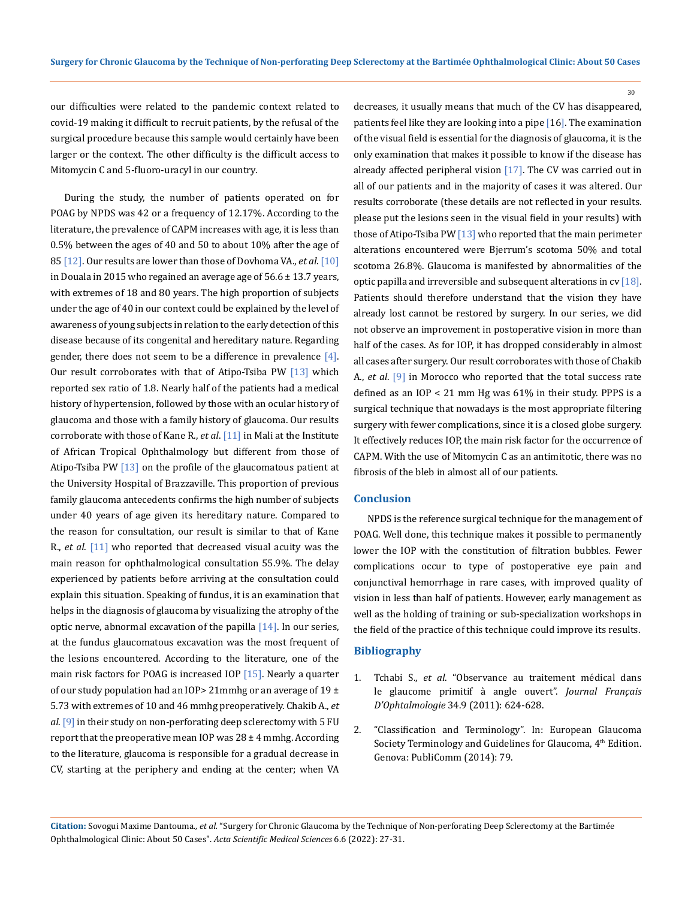our difficulties were related to the pandemic context related to covid-19 making it difficult to recruit patients, by the refusal of the surgical procedure because this sample would certainly have been larger or the context. The other difficulty is the difficult access to Mitomycin C and 5-fluoro-uracyl in our country.

During the study, the number of patients operated on for POAG by NPDS was 42 or a frequency of 12.17%. According to the literature, the prevalence of CAPM increases with age, it is less than 0.5% between the ages of 40 and 50 to about 10% after the age of 85 [12]. Our results are lower than those of Dovhoma VA., *et al*. [10] in Douala in 2015 who regained an average age of 56.6 ± 13.7 years, with extremes of 18 and 80 years. The high proportion of subjects under the age of 40 in our context could be explained by the level of awareness of young subjects in relation to the early detection of this disease because of its congenital and hereditary nature. Regarding gender, there does not seem to be a difference in prevalence [4]. Our result corroborates with that of Atipo-Tsiba PW [13] which reported sex ratio of 1.8. Nearly half of the patients had a medical history of hypertension, followed by those with an ocular history of glaucoma and those with a family history of glaucoma. Our results corroborate with those of Kane R., *et al*. [11] in Mali at the Institute of African Tropical Ophthalmology but different from those of Atipo-Tsiba PW [13] on the profile of the glaucomatous patient at the University Hospital of Brazzaville. This proportion of previous family glaucoma antecedents confirms the high number of subjects under 40 years of age given its hereditary nature. Compared to the reason for consultation, our result is similar to that of Kane R., *et al*. [11] who reported that decreased visual acuity was the main reason for ophthalmological consultation 55.9%. The delay experienced by patients before arriving at the consultation could explain this situation. Speaking of fundus, it is an examination that helps in the diagnosis of glaucoma by visualizing the atrophy of the optic nerve, abnormal excavation of the papilla [14]. In our series, at the fundus glaucomatous excavation was the most frequent of the lesions encountered. According to the literature, one of the main risk factors for POAG is increased IOP [15]. Nearly a quarter of our study population had an IOP> 21mmhg or an average of 19 ± 5.73 with extremes of 10 and 46 mmhg preoperatively. Chakib A., *et al*. [9] in their study on non-perforating deep sclerectomy with 5 FU report that the preoperative mean IOP was 28 ± 4 mmhg. According to the literature, glaucoma is responsible for a gradual decrease in CV, starting at the periphery and ending at the center; when VA decreases, it usually means that much of the CV has disappeared, patients feel like they are looking into a pipe [16]. The examination of the visual field is essential for the diagnosis of glaucoma, it is the only examination that makes it possible to know if the disease has already affected peripheral vision [17]. The CV was carried out in all of our patients and in the majority of cases it was altered. Our results corroborate (these details are not reflected in your results. please put the lesions seen in the visual field in your results) with those of Atipo-Tsiba PW [13] who reported that the main perimeter alterations encountered were Bjerrum's scotoma 50% and total scotoma 26.8%. Glaucoma is manifested by abnormalities of the optic papilla and irreversible and subsequent alterations in cv [18]. Patients should therefore understand that the vision they have already lost cannot be restored by surgery. In our series, we did not observe an improvement in postoperative vision in more than half of the cases. As for IOP, it has dropped considerably in almost all cases after surgery. Our result corroborates with those of Chakib A., *et al*. [9] in Morocco who reported that the total success rate defined as an IOP < 21 mm Hg was 61% in their study. PPPS is a surgical technique that nowadays is the most appropriate filtering surgery with fewer complications, since it is a closed globe surgery. It effectively reduces IOP, the main risk factor for the occurrence of CAPM. With the use of Mitomycin C as an antimitotic, there was no fibrosis of the bleb in almost all of our patients.

## Conclusion

NPDS is the reference surgical technique for the management of POAG. Well done, this technique makes it possible to permanently lower the IOP with the constitution of filtration bubbles. Fewer complications occur to type of postoperative eye pain and conjunctival hemorrhage in rare cases, with improved quality of vision in less than half of patients. However, early management as well as the holding of training or sub-specialization workshops in the field of the practice of this technique could improve its results.

## Bibliography

1. Tchabi S., *et al*. "Observance au traitement médical dans le glaucome primitif à angle ouvert". *Journal Français D'Ophtalmologie* 34.9 (2011): 624-628.
2. "Classification and Terminology". In: European Glaucoma Society Terminology and Guidelines for Glaucoma, 4th Edition. Genova: PubliComm (2014): 79.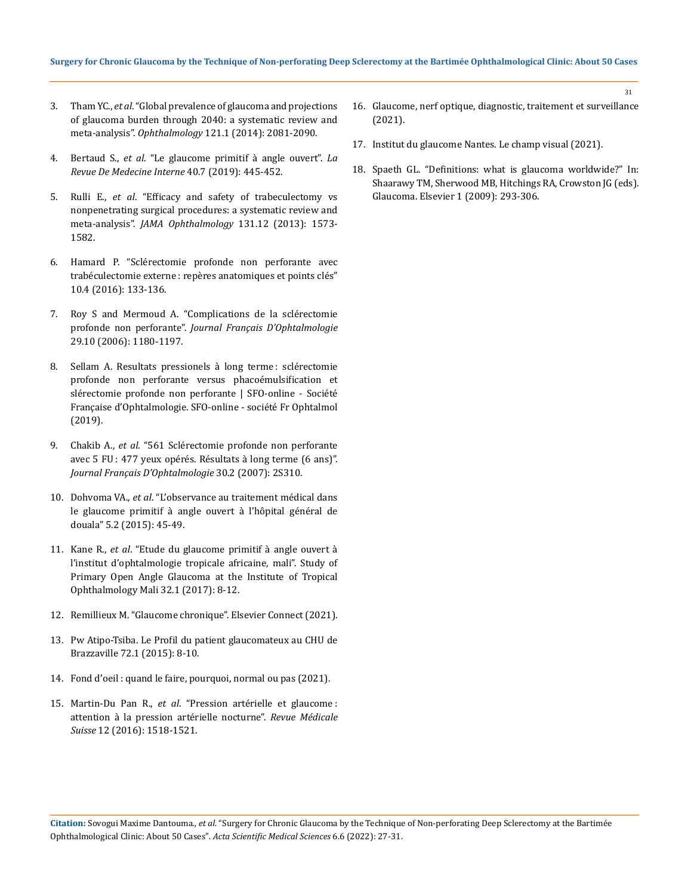3. Tham YC., *et al*. "Global prevalence of glaucoma and projections of glaucoma burden through 2040: a systematic review and meta-analysis". *Ophthalmology* 121.1 (2014): 2081-2090.

4. Bertaud S., *et al*. "Le glaucome primitif à angle ouvert". *La Revue De Medecine Interne* 40.7 (2019): 445-452.

5. Rulli E., *et al*. "Efficacy and safety of trabeculectomy vs nonpenetrating surgical procedures: a systematic review and meta-analysis". *JAMA Ophthalmology* 131.12 (2013): 1573-1582.

6. Hamard P. "Sclérectomie profonde non perforante avec trabéculectomie externe : repères anatomiques et points clés" 10.4 (2016): 133-136.

7. Roy S and Mermoud A. "Complications de la sclérectomie profonde non perforante". *Journal Français D'Ophtalmologie* 29.10 (2006): 1180-1197.

8. Sellam A. Resultats pressionels à long terme : sclérectomie profonde non perforante versus phacoémulsification et slérectomie profonde non perforante | SFO-online - Société Française d'Ophtalmologie. SFO-online - société Fr Ophtalmol (2019).

9. Chakib A., *et al*. "561 Sclérectomie profonde non perforante avec 5 FU : 477 yeux opérés. Résultats à long terme (6 ans)". *Journal Français D'Ophtalmologie* 30.2 (2007): 2S310.

10. Dohvoma VA., *et al*. "L'observance au traitement médical dans le glaucome primitif à angle ouvert à l'hôpital général de douala" 5.2 (2015): 45-49.

11. Kane R., *et al*. "Etude du glaucome primitif à angle ouvert à l'institut d'ophtalmologie tropicale africaine, mali". Study of Primary Open Angle Glaucoma at the Institute of Tropical Ophthalmology Mali 32.1 (2017): 8-12.

12. Remillieux M. "Glaucome chronique". Elsevier Connect (2021).

13. Pw Atipo-Tsiba. Le Profil du patient glaucomateux au CHU de Brazzaville 72.1 (2015): 8-10.

14. Fond d'oeil : quand le faire, pourquoi, normal ou pas (2021).

15. Martin-Du Pan R., *et al*. "Pression artérielle et glaucome : attention à la pression artérielle nocturne". *Revue Médicale Suisse* 12 (2016): 1518-1521.

16. Glaucome, nerf optique, diagnostic, traitement et surveillance (2021).

17. Institut du glaucome Nantes. Le champ visual (2021).

18. Spaeth GL. "Definitions: what is glaucoma worldwide?" In: Shaarawy TM, Sherwood MB, Hitchings RA, Crowston JG (eds). Glaucoma. Elsevier 1 (2009): 293-306.